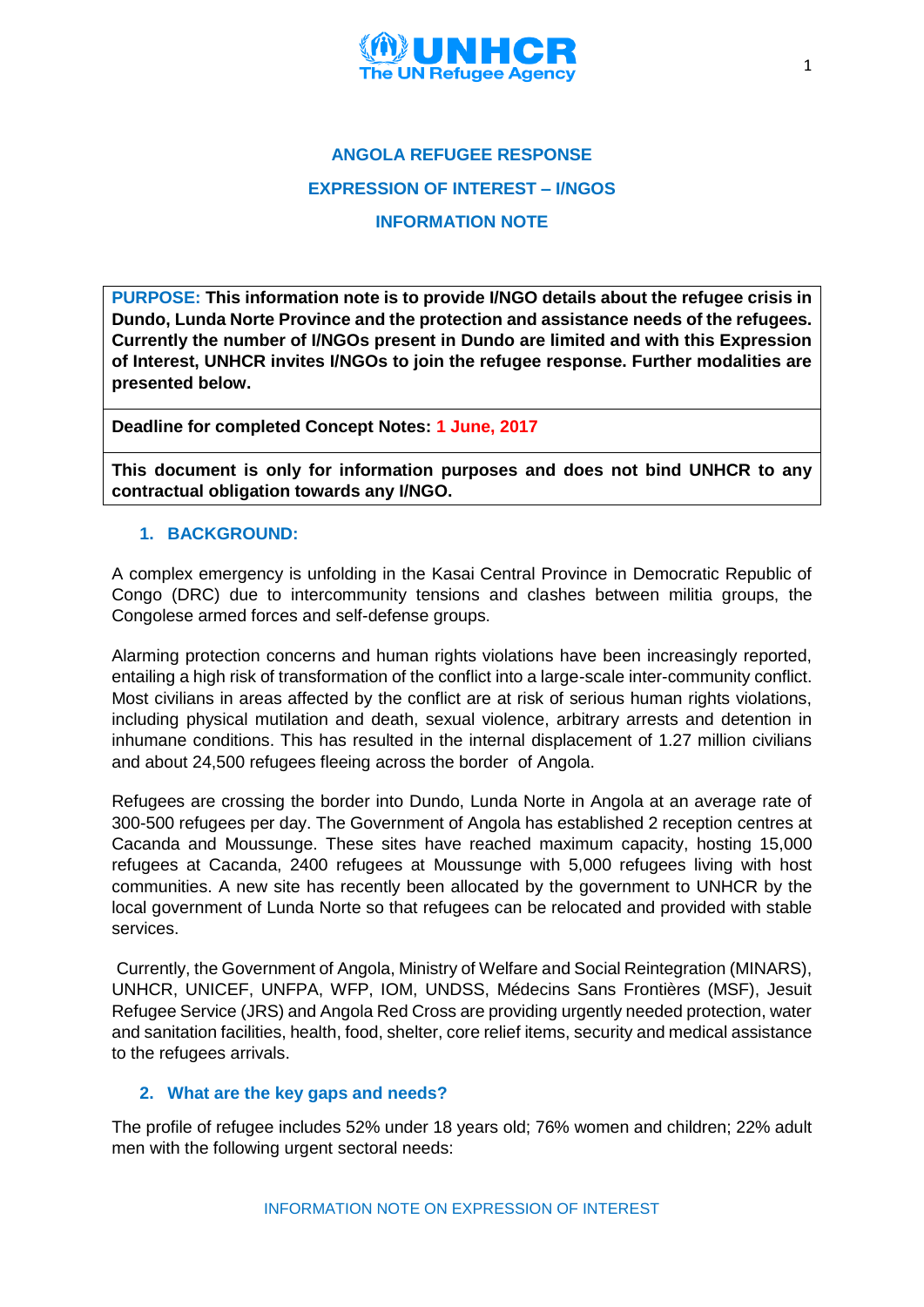# ANGOLA REFUGEE RESPONSE

## EXPRESSION OF INTEREST – I/NGOS

## INFORMATION NOTE

**PURPOSE: This information note is to provide I/NGO details about the refugee crisis in Dundo, Lunda Norte Province and the protection and assistance needs of the refugees. Currently the number of I/NGOs present in Dundo are limited and with this Expression of Interest, UNHCR invites I/NGOs to join the refugee response. Further modalities are presented below.**

**Deadline for completed Concept Notes: 1 June, 2017**

**This document is only for information purposes and does not bind UNHCR to any contractual obligation towards any I/NGO.**

### 1. BACKGROUND:

A complex emergency is unfolding in the Kasai Central Province in Democratic Republic of Congo (DRC) due to intercommunity tensions and clashes between militia groups, the Congolese armed forces and self-defense groups.

Alarming protection concerns and human rights violations have been increasingly reported, entailing a high risk of transformation of the conflict into a large-scale inter-community conflict. Most civilians in areas affected by the conflict are at risk of serious human rights violations, including physical mutilation and death, sexual violence, arbitrary arrests and detention in inhumane conditions. This has resulted in the internal displacement of 1.27 million civilians and about 24,500 refugees fleeing across the border of Angola.

Refugees are crossing the border into Dundo, Lunda Norte in Angola at an average rate of 300-500 refugees per day. The Government of Angola has established 2 reception centres at Cacanda and Moussunge. These sites have reached maximum capacity, hosting 15,000 refugees at Cacanda, 2400 refugees at Moussunge with 5,000 refugees living with host communities. A new site has recently been allocated by the government to UNHCR by the local government of Lunda Norte so that refugees can be relocated and provided with stable services.

Currently, the Government of Angola, Ministry of Welfare and Social Reintegration (MINARS), UNHCR, UNICEF, UNFPA, WFP, IOM, UNDSS, Médecins Sans Frontières (MSF), Jesuit Refugee Service (JRS) and Angola Red Cross are providing urgently needed protection, water and sanitation facilities, health, food, shelter, core relief items, security and medical assistance to the refugees arrivals.

### 2. What are the key gaps and needs?

The profile of refugee includes 52% under 18 years old; 76% women and children; 22% adult men with the following urgent sectoral needs: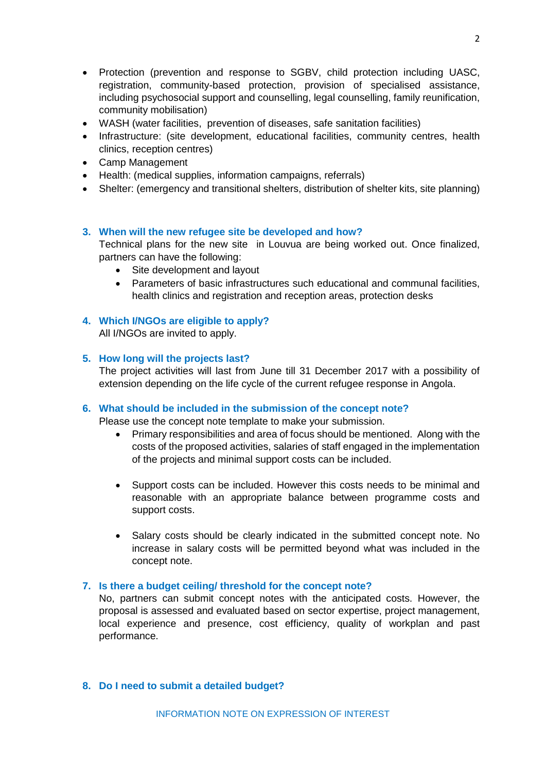- Protection (prevention and response to SGBV, child protection including UASC, registration, community-based protection, provision of specialised assistance, including psychosocial support and counselling, legal counselling, family reunification, community mobilisation)
- WASH (water facilities, prevention of diseases, safe sanitation facilities)
- Infrastructure: (site development, educational facilities, community centres, health clinics, reception centres)
- Camp Management
- Health: (medical supplies, information campaigns, referrals)
- Shelter: (emergency and transitional shelters, distribution of shelter kits, site planning)

### 3. When will the new refugee site be developed and how?

Technical plans for the new site in Louvua are being worked out. Once finalized, partners can have the following:

- Site development and layout
- Parameters of basic infrastructures such educational and communal facilities, health clinics and registration and reception areas, protection desks

### 4. Which I/NGOs are eligible to apply?

All I/NGOs are invited to apply.

### 5. How long will the projects last?

The project activities will last from June till 31 December 2017 with a possibility of extension depending on the life cycle of the current refugee response in Angola.

### 6. What should be included in the submission of the concept note?

Please use the concept note template to make your submission.

- Primary responsibilities and area of focus should be mentioned. Along with the costs of the proposed activities, salaries of staff engaged in the implementation of the projects and minimal support costs can be included.

- Support costs can be included. However this costs needs to be minimal and reasonable with an appropriate balance between programme costs and support costs.

- Salary costs should be clearly indicated in the submitted concept note. No increase in salary costs will be permitted beyond what was included in the concept note.

### 7. Is there a budget ceiling/ threshold for the concept note?

No, partners can submit concept notes with the anticipated costs. However, the proposal is assessed and evaluated based on sector expertise, project management, local experience and presence, cost efficiency, quality of workplan and past performance.

### 8. Do I need to submit a detailed budget?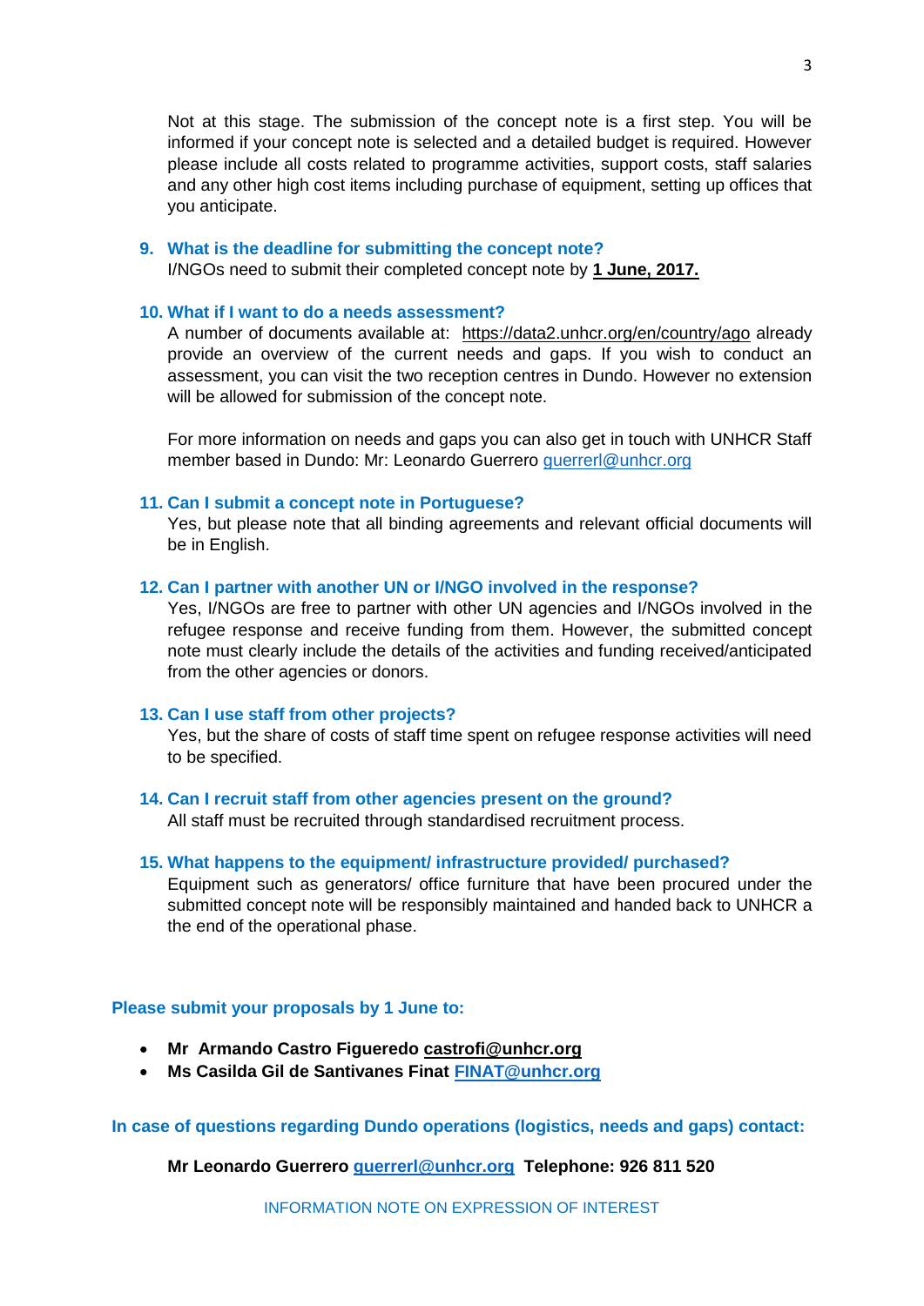Not at this stage. The submission of the concept note is a first step. You will be informed if your concept note is selected and a detailed budget is required. However please include all costs related to programme activities, support costs, staff salaries and any other high cost items including purchase of equipment, setting up offices that you anticipate.

### 9. What is the deadline for submitting the concept note?

I/NGOs need to submit their completed concept note by **1 June, 2017.**

### 10. What if I want to do a needs assessment?

A number of documents available at: https://data2.unhcr.org/en/country/ago already provide an overview of the current needs and gaps. If you wish to conduct an assessment, you can visit the two reception centres in Dundo. However no extension will be allowed for submission of the concept note.

For more information on needs and gaps you can also get in touch with UNHCR Staff member based in Dundo: Mr: Leonardo Guerrero guerrerl@unhcr.org

### 11. Can I submit a concept note in Portuguese?

Yes, but please note that all binding agreements and relevant official documents will be in English.

### 12. Can I partner with another UN or I/NGO involved in the response?

Yes, I/NGOs are free to partner with other UN agencies and I/NGOs involved in the refugee response and receive funding from them. However, the submitted concept note must clearly include the details of the activities and funding received/anticipated from the other agencies or donors.

### 13. Can I use staff from other projects?

Yes, but the share of costs of staff time spent on refugee response activities will need to be specified.

### 14. Can I recruit staff from other agencies present on the ground?

All staff must be recruited through standardised recruitment process.

### 15. What happens to the equipment/ infrastructure provided/ purchased?

Equipment such as generators/ office furniture that have been procured under the submitted concept note will be responsibly maintained and handed back to UNHCR a the end of the operational phase.

## Please submit your proposals by 1 June to:

- **Mr Armando Castro Figueredo castrofi@unhcr.org**
- **Ms Casilda Gil de Santivanes Finat FINAT@unhcr.org**

## In case of questions regarding Dundo operations (logistics, needs and gaps) contact:

**Mr Leonardo Guerrero guerrerl@unhcr.org Telephone: 926 811 520**